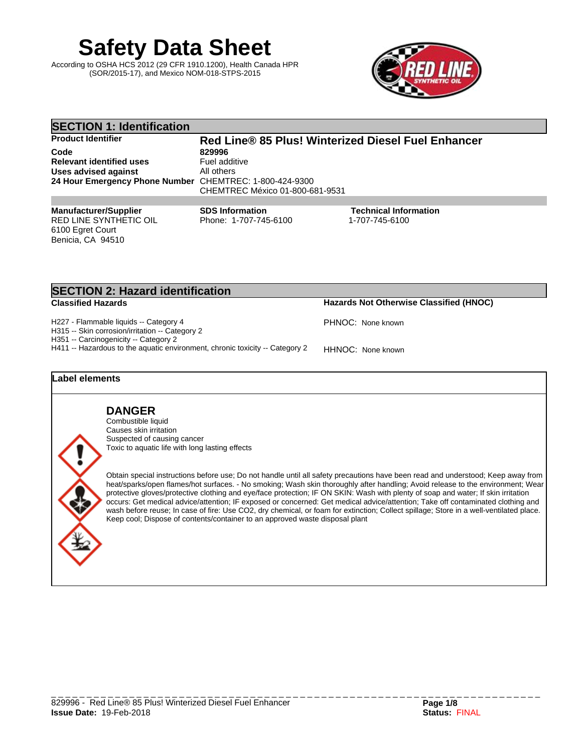# Safety Data Sheet

According to OSHA HCS 2012 (29 CFR 1910.1200), Health Canada HPR (SOR/2015-17), and Mexico NOM-018-STPS-2015

## SECTION 1: Identification

| | |
|---|---|
| **Product Identifier** | **Red Line® 85 Plus! Winterized Diesel Fuel Enhancer** |
| **Code** | **829996** |
| **Relevant identified uses** | Fuel additive |
| **Uses advised against** | All others |
| **24 Hour Emergency Phone Number** | CHEMTREC: 1-800-424-9300<br>CHEMTREC México 01-800-681-9531 |

| **Manufacturer/Supplier** | **SDS Information** | **Technical Information** |
|---|---|---|
| RED LINE SYNTHETIC OIL<br>6100 Egret Court<br>Benicia, CA 94510 | Phone: 1-707-745-6100 | 1-707-745-6100 |

## SECTION 2: Hazard identification

**Classified Hazards**

H227 - Flammable liquids -- Category 4
H315 -- Skin corrosion/irritation -- Category 2
H351 -- Carcinogenicity -- Category 2
H411 -- Hazardous to the aquatic environment, chronic toxicity -- Category 2

**Hazards Not Otherwise Classified (HNOC)**

PHNOC: None known

HHNOC: None known

### Label elements

**DANGER**

Combustible liquid
Causes skin irritation
Suspected of causing cancer
Toxic to aquatic life with long lasting effects

Obtain special instructions before use; Do not handle until all safety precautions have been read and understood; Keep away from heat/sparks/open flames/hot surfaces. - No smoking; Wash skin thoroughly after handling; Avoid release to the environment; Wear protective gloves/protective clothing and eye/face protection; IF ON SKIN: Wash with plenty of soap and water; If skin irritation occurs: Get medical advice/attention; IF exposed or concerned: Get medical advice/attention; Take off contaminated clothing and wash before reuse; In case of fire: Use CO2, dry chemical, or foam for extinction; Collect spillage; Store in a well-ventilated place. Keep cool; Dispose of contents/container to an approved waste disposal plant

829996 - Red Line® 85 Plus! Winterized Diesel Fuel Enhancer
**Issue Date:** 19-Feb-2018
**Status:** FINAL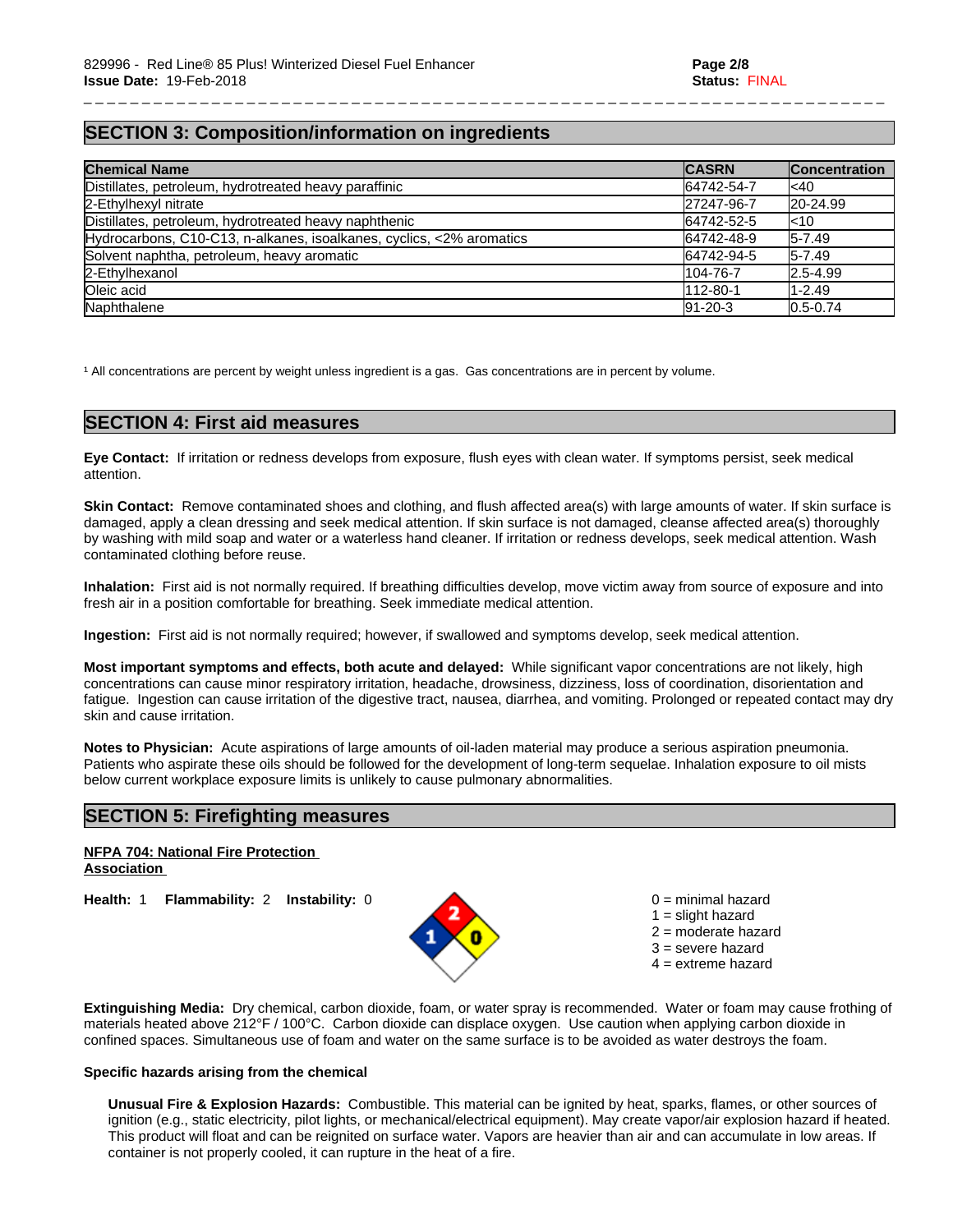## SECTION 3: Composition/information on ingredients

| Chemical Name | CASRN | Concentration |
|---|---|---|
| Distillates, petroleum, hydrotreated heavy paraffinic | 64742-54-7 | <40 |
| 2-Ethylhexyl nitrate | 27247-96-7 | 20-24.99 |
| Distillates, petroleum, hydrotreated heavy naphthenic | 64742-52-5 | <10 |
| Hydrocarbons, C10-C13, n-alkanes, isoalkanes, cyclics, <2% aromatics | 64742-48-9 | 5-7.49 |
| Solvent naphtha, petroleum, heavy aromatic | 64742-94-5 | 5-7.49 |
| 2-Ethylhexanol | 104-76-7 | 2.5-4.99 |
| Oleic acid | 112-80-1 | 1-2.49 |
| Naphthalene | 91-20-3 | 0.5-0.74 |

[1] All concentrations are percent by weight unless ingredient is a gas. Gas concentrations are in percent by volume.

## SECTION 4: First aid measures

**Eye Contact:** If irritation or redness develops from exposure, flush eyes with clean water. If symptoms persist, seek medical attention.

**Skin Contact:** Remove contaminated shoes and clothing, and flush affected area(s) with large amounts of water. If skin surface is damaged, apply a clean dressing and seek medical attention. If skin surface is not damaged, cleanse affected area(s) thoroughly by washing with mild soap and water or a waterless hand cleaner. If irritation or redness develops, seek medical attention. Wash contaminated clothing before reuse.

**Inhalation:** First aid is not normally required. If breathing difficulties develop, move victim away from source of exposure and into fresh air in a position comfortable for breathing. Seek immediate medical attention.

**Ingestion:** First aid is not normally required; however, if swallowed and symptoms develop, seek medical attention.

**Most important symptoms and effects, both acute and delayed:** While significant vapor concentrations are not likely, high concentrations can cause minor respiratory irritation, headache, drowsiness, dizziness, loss of coordination, disorientation and fatigue. Ingestion can cause irritation of the digestive tract, nausea, diarrhea, and vomiting. Prolonged or repeated contact may dry skin and cause irritation.

**Notes to Physician:** Acute aspirations of large amounts of oil-laden material may produce a serious aspiration pneumonia. Patients who aspirate these oils should be followed for the development of long-term sequelae. Inhalation exposure to oil mists below current workplace exposure limits is unlikely to cause pulmonary abnormalities.

## SECTION 5: Firefighting measures

**NFPA 704: National Fire Protection Association**

**Health:** 1 **Flammability:** 2 **Instability:** 0

0 = minimal hazard
1 = slight hazard
2 = moderate hazard
3 = severe hazard
4 = extreme hazard

**Extinguishing Media:** Dry chemical, carbon dioxide, foam, or water spray is recommended. Water or foam may cause frothing of materials heated above 212°F / 100°C. Carbon dioxide can displace oxygen. Use caution when applying carbon dioxide in confined spaces. Simultaneous use of foam and water on the same surface is to be avoided as water destroys the foam.

**Specific hazards arising from the chemical**

**Unusual Fire & Explosion Hazards:** Combustible. This material can be ignited by heat, sparks, flames, or other sources of ignition (e.g., static electricity, pilot lights, or mechanical/electrical equipment). May create vapor/air explosion hazard if heated. This product will float and can be reignited on surface water. Vapors are heavier than air and can accumulate in low areas. If container is not properly cooled, it can rupture in the heat of a fire.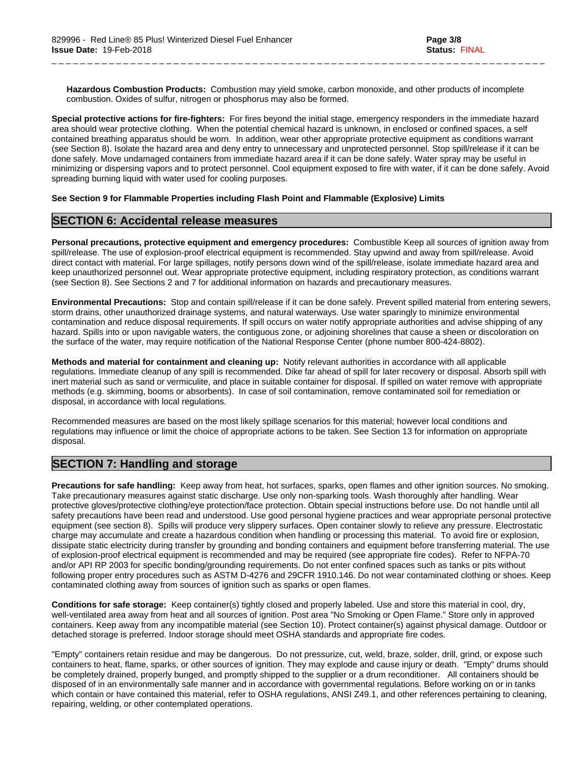**Hazardous Combustion Products:** Combustion may yield smoke, carbon monoxide, and other products of incomplete combustion. Oxides of sulfur, nitrogen or phosphorus may also be formed.

**Special protective actions for fire-fighters:** For fires beyond the initial stage, emergency responders in the immediate hazard area should wear protective clothing. When the potential chemical hazard is unknown, in enclosed or confined spaces, a self contained breathing apparatus should be worn. In addition, wear other appropriate protective equipment as conditions warrant (see Section 8). Isolate the hazard area and deny entry to unnecessary and unprotected personnel. Stop spill/release if it can be done safely. Move undamaged containers from immediate hazard area if it can be done safely. Water spray may be useful in minimizing or dispersing vapors and to protect personnel. Cool equipment exposed to fire with water, if it can be done safely. Avoid spreading burning liquid with water used for cooling purposes.

**See Section 9 for Flammable Properties including Flash Point and Flammable (Explosive) Limits**

## SECTION 6: Accidental release measures

**Personal precautions, protective equipment and emergency procedures:** Combustible Keep all sources of ignition away from spill/release. The use of explosion-proof electrical equipment is recommended. Stay upwind and away from spill/release. Avoid direct contact with material. For large spillages, notify persons down wind of the spill/release, isolate immediate hazard area and keep unauthorized personnel out. Wear appropriate protective equipment, including respiratory protection, as conditions warrant (see Section 8). See Sections 2 and 7 for additional information on hazards and precautionary measures.

**Environmental Precautions:** Stop and contain spill/release if it can be done safely. Prevent spilled material from entering sewers, storm drains, other unauthorized drainage systems, and natural waterways. Use water sparingly to minimize environmental contamination and reduce disposal requirements. If spill occurs on water notify appropriate authorities and advise shipping of any hazard. Spills into or upon navigable waters, the contiguous zone, or adjoining shorelines that cause a sheen or discoloration on the surface of the water, may require notification of the National Response Center (phone number 800-424-8802).

**Methods and material for containment and cleaning up:** Notify relevant authorities in accordance with all applicable regulations. Immediate cleanup of any spill is recommended. Dike far ahead of spill for later recovery or disposal. Absorb spill with inert material such as sand or vermiculite, and place in suitable container for disposal. If spilled on water remove with appropriate methods (e.g. skimming, booms or absorbents). In case of soil contamination, remove contaminated soil for remediation or disposal, in accordance with local regulations.

Recommended measures are based on the most likely spillage scenarios for this material; however local conditions and regulations may influence or limit the choice of appropriate actions to be taken. See Section 13 for information on appropriate disposal.

## SECTION 7: Handling and storage

**Precautions for safe handling:** Keep away from heat, hot surfaces, sparks, open flames and other ignition sources. No smoking. Take precautionary measures against static discharge. Use only non-sparking tools. Wash thoroughly after handling. Wear protective gloves/protective clothing/eye protection/face protection. Obtain special instructions before use. Do not handle until all safety precautions have been read and understood. Use good personal hygiene practices and wear appropriate personal protective equipment (see section 8). Spills will produce very slippery surfaces. Open container slowly to relieve any pressure. Electrostatic charge may accumulate and create a hazardous condition when handling or processing this material. To avoid fire or explosion, dissipate static electricity during transfer by grounding and bonding containers and equipment before transferring material. The use of explosion-proof electrical equipment is recommended and may be required (see appropriate fire codes). Refer to NFPA-70 and/or API RP 2003 for specific bonding/grounding requirements. Do not enter confined spaces such as tanks or pits without following proper entry procedures such as ASTM D-4276 and 29CFR 1910.146. Do not wear contaminated clothing or shoes. Keep contaminated clothing away from sources of ignition such as sparks or open flames.

**Conditions for safe storage:** Keep container(s) tightly closed and properly labeled. Use and store this material in cool, dry, well-ventilated area away from heat and all sources of ignition. Post area "No Smoking or Open Flame." Store only in approved containers. Keep away from any incompatible material (see Section 10). Protect container(s) against physical damage. Outdoor or detached storage is preferred. Indoor storage should meet OSHA standards and appropriate fire codes.

"Empty" containers retain residue and may be dangerous. Do not pressurize, cut, weld, braze, solder, drill, grind, or expose such containers to heat, flame, sparks, or other sources of ignition. They may explode and cause injury or death. "Empty" drums should be completely drained, properly bunged, and promptly shipped to the supplier or a drum reconditioner. All containers should be disposed of in an environmentally safe manner and in accordance with governmental regulations. Before working on or in tanks which contain or have contained this material, refer to OSHA regulations, ANSI Z49.1, and other references pertaining to cleaning, repairing, welding, or other contemplated operations.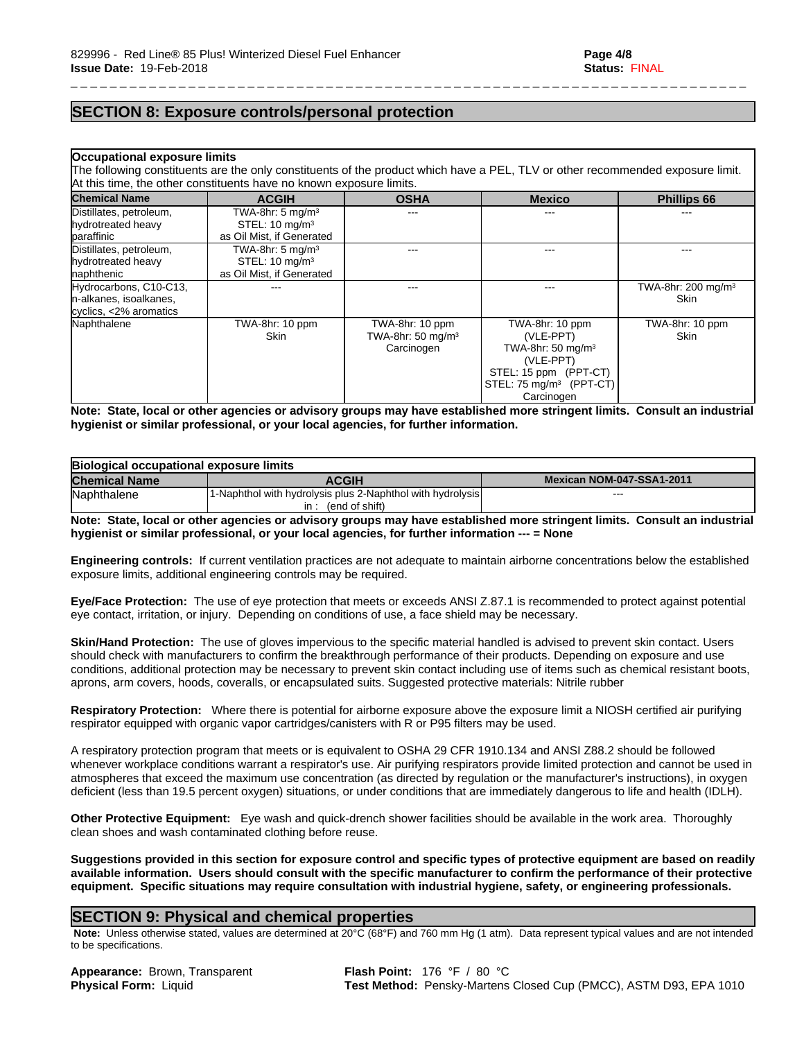## SECTION 8: Exposure controls/personal protection

**Occupational exposure limits**

The following constituents are the only constituents of the product which have a PEL, TLV or other recommended exposure limit. At this time, the other constituents have no known exposure limits.

| Chemical Name | ACGIH | OSHA | Mexico | Phillips 66 |
|---|---|---|---|---|
| Distillates, petroleum, hydrotreated heavy paraffinic | TWA-8hr: 5 mg/m³ STEL: 10 mg/m³ as Oil Mist, if Generated | --- | --- | --- |
| Distillates, petroleum, hydrotreated heavy naphthenic | TWA-8hr: 5 mg/m³ STEL: 10 mg/m³ as Oil Mist, if Generated | --- | --- | --- |
| Hydrocarbons, C10-C13, n-alkanes, isoalkanes, cyclics, <2% aromatics | --- | --- | --- | TWA-8hr: 200 mg/m³ Skin |
| Naphthalene | TWA-8hr: 10 ppm Skin | TWA-8hr: 10 ppm TWA-8hr: 50 mg/m³ Carcinogen | TWA-8hr: 10 ppm (VLE-PPT) TWA-8hr: 50 mg/m³ (VLE-PPT) STEL: 15 ppm (PPT-CT) STEL: 75 mg/m³ (PPT-CT) Carcinogen | TWA-8hr: 10 ppm Skin |

**Note: State, local or other agencies or advisory groups may have established more stringent limits. Consult an industrial hygienist or similar professional, or your local agencies, for further information.**

**Biological occupational exposure limits**

| Chemical Name | ACGIH | Mexican NOM-047-SSA1-2011 |
|---|---|---|
| Naphthalene | 1-Naphthol with hydrolysis plus 2-Naphthol with hydrolysis in : (end of shift) | --- |

**Note: State, local or other agencies or advisory groups may have established more stringent limits. Consult an industrial hygienist or similar professional, or your local agencies, for further information --- = None**

**Engineering controls:** If current ventilation practices are not adequate to maintain airborne concentrations below the established exposure limits, additional engineering controls may be required.

**Eye/Face Protection:** The use of eye protection that meets or exceeds ANSI Z.87.1 is recommended to protect against potential eye contact, irritation, or injury. Depending on conditions of use, a face shield may be necessary.

**Skin/Hand Protection:** The use of gloves impervious to the specific material handled is advised to prevent skin contact. Users should check with manufacturers to confirm the breakthrough performance of their products. Depending on exposure and use conditions, additional protection may be necessary to prevent skin contact including use of items such as chemical resistant boots, aprons, arm covers, hoods, coveralls, or encapsulated suits. Suggested protective materials: Nitrile rubber

**Respiratory Protection:** Where there is potential for airborne exposure above the exposure limit a NIOSH certified air purifying respirator equipped with organic vapor cartridges/canisters with R or P95 filters may be used.

A respiratory protection program that meets or is equivalent to OSHA 29 CFR 1910.134 and ANSI Z88.2 should be followed whenever workplace conditions warrant a respirator's use. Air purifying respirators provide limited protection and cannot be used in atmospheres that exceed the maximum use concentration (as directed by regulation or the manufacturer's instructions), in oxygen deficient (less than 19.5 percent oxygen) situations, or under conditions that are immediately dangerous to life and health (IDLH).

**Other Protective Equipment:** Eye wash and quick-drench shower facilities should be available in the work area. Thoroughly clean shoes and wash contaminated clothing before reuse.

**Suggestions provided in this section for exposure control and specific types of protective equipment are based on readily available information. Users should consult with the specific manufacturer to confirm the performance of their protective equipment. Specific situations may require consultation with industrial hygiene, safety, or engineering professionals.**

## SECTION 9: Physical and chemical properties

**Note:** Unless otherwise stated, values are determined at 20°C (68°F) and 760 mm Hg (1 atm). Data represent typical values and are not intended to be specifications.

**Appearance:** Brown, Transparent
**Physical Form:** Liquid

**Flash Point:** 176 °F / 80 °C
**Test Method:** Pensky-Martens Closed Cup (PMCC), ASTM D93, EPA 1010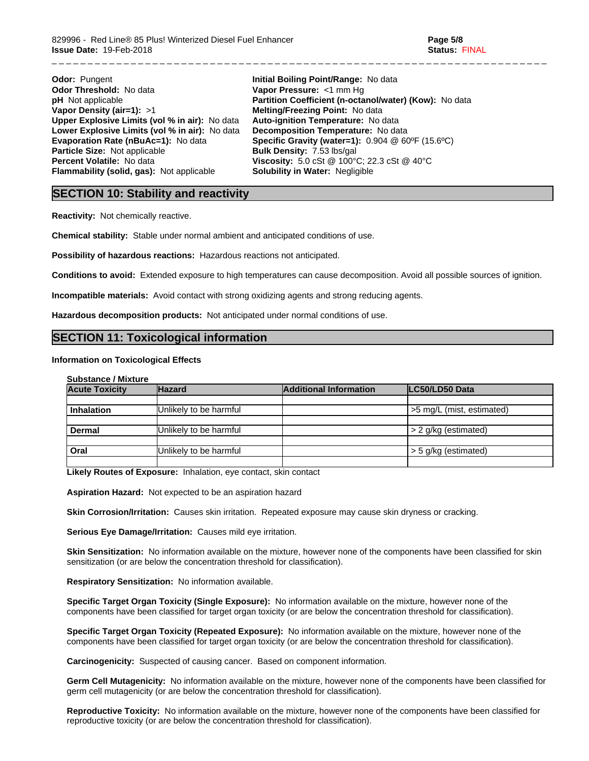**Odor:** Pungent
**Odor Threshold:** No data
**pH** Not applicable
**Vapor Density (air=1):** >1
**Upper Explosive Limits (vol % in air):** No data
**Lower Explosive Limits (vol % in air):** No data
**Evaporation Rate (nBuAc=1):** No data
**Particle Size:** Not applicable
**Percent Volatile:** No data
**Flammability (solid, gas):** Not applicable

**Initial Boiling Point/Range:** No data
**Vapor Pressure:** <1 mm Hg
**Partition Coefficient (n-octanol/water) (Kow):** No data
**Melting/Freezing Point:** No data
**Auto-ignition Temperature:** No data
**Decomposition Temperature:** No data
**Specific Gravity (water=1):** 0.904 @ 60ºF (15.6ºC)
**Bulk Density:** 7.53 lbs/gal
**Viscosity:** 5.0 cSt @ 100°C; 22.3 cSt @ 40°C
**Solubility in Water:** Negligible

## SECTION 10: Stability and reactivity

**Reactivity:** Not chemically reactive.

**Chemical stability:** Stable under normal ambient and anticipated conditions of use.

**Possibility of hazardous reactions:** Hazardous reactions not anticipated.

**Conditions to avoid:** Extended exposure to high temperatures can cause decomposition. Avoid all possible sources of ignition.

**Incompatible materials:** Avoid contact with strong oxidizing agents and strong reducing agents.

**Hazardous decomposition products:** Not anticipated under normal conditions of use.

## SECTION 11: Toxicological information

**Information on Toxicological Effects**

**Substance / Mixture**

| Acute Toxicity | Hazard | Additional Information | LC50/LD50 Data |
|---|---|---|---|
| | | | |
| **Inhalation** | Unlikely to be harmful | | >5 mg/L (mist, estimated) |
| | | | |
| **Dermal** | Unlikely to be harmful | | > 2 g/kg (estimated) |
| | | | |
| **Oral** | Unlikely to be harmful | | > 5 g/kg (estimated) |
| | | | |

**Likely Routes of Exposure:** Inhalation, eye contact, skin contact

**Aspiration Hazard:** Not expected to be an aspiration hazard

**Skin Corrosion/Irritation:** Causes skin irritation. Repeated exposure may cause skin dryness or cracking.

**Serious Eye Damage/Irritation:** Causes mild eye irritation.

**Skin Sensitization:** No information available on the mixture, however none of the components have been classified for skin sensitization (or are below the concentration threshold for classification).

**Respiratory Sensitization:** No information available.

**Specific Target Organ Toxicity (Single Exposure):** No information available on the mixture, however none of the components have been classified for target organ toxicity (or are below the concentration threshold for classification).

**Specific Target Organ Toxicity (Repeated Exposure):** No information available on the mixture, however none of the components have been classified for target organ toxicity (or are below the concentration threshold for classification).

**Carcinogenicity:** Suspected of causing cancer. Based on component information.

**Germ Cell Mutagenicity:** No information available on the mixture, however none of the components have been classified for germ cell mutagenicity (or are below the concentration threshold for classification).

**Reproductive Toxicity:** No information available on the mixture, however none of the components have been classified for reproductive toxicity (or are below the concentration threshold for classification).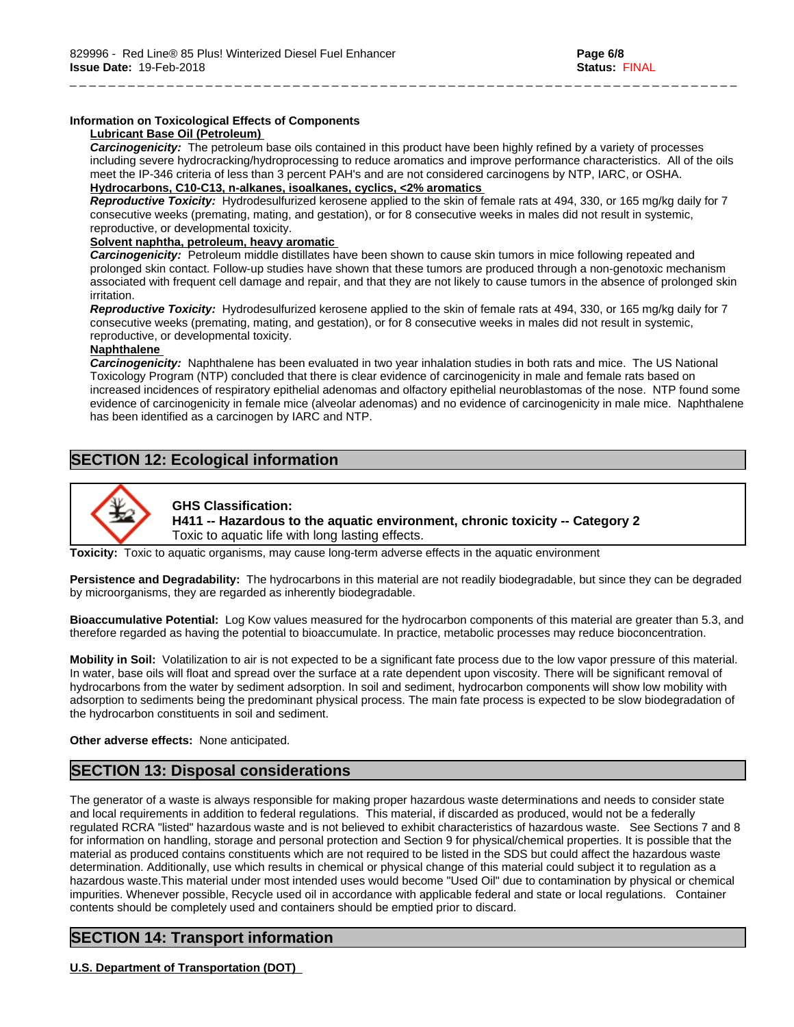**Information on Toxicological Effects of Components**

**Lubricant Base Oil (Petroleum)**

***Carcinogenicity:*** The petroleum base oils contained in this product have been highly refined by a variety of processes including severe hydrocracking/hydroprocessing to reduce aromatics and improve performance characteristics. All of the oils meet the IP-346 criteria of less than 3 percent PAH's and are not considered carcinogens by NTP, IARC, or OSHA.

**Hydrocarbons, C10-C13, n-alkanes, isoalkanes, cyclics, <2% aromatics**

***Reproductive Toxicity:*** Hydrodesulfurized kerosene applied to the skin of female rats at 494, 330, or 165 mg/kg daily for 7 consecutive weeks (premating, mating, and gestation), or for 8 consecutive weeks in males did not result in systemic, reproductive, or developmental toxicity.

**Solvent naphtha, petroleum, heavy aromatic**

***Carcinogenicity:*** Petroleum middle distillates have been shown to cause skin tumors in mice following repeated and prolonged skin contact. Follow-up studies have shown that these tumors are produced through a non-genotoxic mechanism associated with frequent cell damage and repair, and that they are not likely to cause tumors in the absence of prolonged skin irritation.

***Reproductive Toxicity:*** Hydrodesulfurized kerosene applied to the skin of female rats at 494, 330, or 165 mg/kg daily for 7 consecutive weeks (premating, mating, and gestation), or for 8 consecutive weeks in males did not result in systemic, reproductive, or developmental toxicity.

**Naphthalene**

***Carcinogenicity:*** Naphthalene has been evaluated in two year inhalation studies in both rats and mice. The US National Toxicology Program (NTP) concluded that there is clear evidence of carcinogenicity in male and female rats based on increased incidences of respiratory epithelial adenomas and olfactory epithelial neuroblastomas of the nose. NTP found some evidence of carcinogenicity in female mice (alveolar adenomas) and no evidence of carcinogenicity in male mice. Naphthalene has been identified as a carcinogen by IARC and NTP.

## SECTION 12: Ecological information

**GHS Classification:**
**H411 -- Hazardous to the aquatic environment, chronic toxicity -- Category 2**
Toxic to aquatic life with long lasting effects.

**Toxicity:** Toxic to aquatic organisms, may cause long-term adverse effects in the aquatic environment

**Persistence and Degradability:** The hydrocarbons in this material are not readily biodegradable, but since they can be degraded by microorganisms, they are regarded as inherently biodegradable.

**Bioaccumulative Potential:** Log Kow values measured for the hydrocarbon components of this material are greater than 5.3, and therefore regarded as having the potential to bioaccumulate. In practice, metabolic processes may reduce bioconcentration.

**Mobility in Soil:** Volatilization to air is not expected to be a significant fate process due to the low vapor pressure of this material. In water, base oils will float and spread over the surface at a rate dependent upon viscosity. There will be significant removal of hydrocarbons from the water by sediment adsorption. In soil and sediment, hydrocarbon components will show low mobility with adsorption to sediments being the predominant physical process. The main fate process is expected to be slow biodegradation of the hydrocarbon constituents in soil and sediment.

**Other adverse effects:** None anticipated.

## SECTION 13: Disposal considerations

The generator of a waste is always responsible for making proper hazardous waste determinations and needs to consider state and local requirements in addition to federal regulations. This material, if discarded as produced, would not be a federally regulated RCRA "listed" hazardous waste and is not believed to exhibit characteristics of hazardous waste. See Sections 7 and 8 for information on handling, storage and personal protection and Section 9 for physical/chemical properties. It is possible that the material as produced contains constituents which are not required to be listed in the SDS but could affect the hazardous waste determination. Additionally, use which results in chemical or physical change of this material could subject it to regulation as a hazardous waste.This material under most intended uses would become "Used Oil" due to contamination by physical or chemical impurities. Whenever possible, Recycle used oil in accordance with applicable federal and state or local regulations. Container contents should be completely used and containers should be emptied prior to discard.

## SECTION 14: Transport information

**U.S. Department of Transportation (DOT)**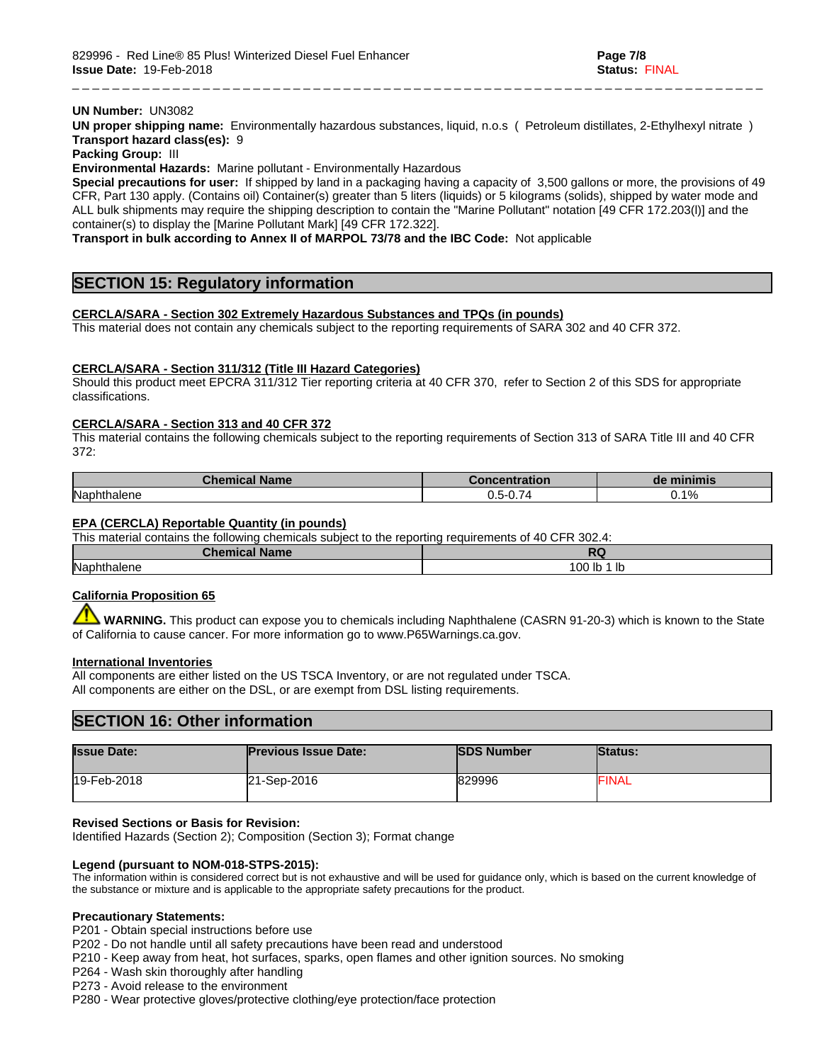**UN Number:** UN3082
**UN proper shipping name:** Environmentally hazardous substances, liquid, n.o.s ( Petroleum distillates, 2-Ethylhexyl nitrate )
**Transport hazard class(es):** 9
**Packing Group:** III
**Environmental Hazards:** Marine pollutant - Environmentally Hazardous
**Special precautions for user:** If shipped by land in a packaging having a capacity of 3,500 gallons or more, the provisions of 49 CFR, Part 130 apply. (Contains oil) Container(s) greater than 5 liters (liquids) or 5 kilograms (solids), shipped by water mode and ALL bulk shipments may require the shipping description to contain the "Marine Pollutant" notation [49 CFR 172.203(l)] and the container(s) to display the [Marine Pollutant Mark] [49 CFR 172.322].
**Transport in bulk according to Annex II of MARPOL 73/78 and the IBC Code:** Not applicable

## SECTION 15: Regulatory information

**CERCLA/SARA - Section 302 Extremely Hazardous Substances and TPQs (in pounds)**
This material does not contain any chemicals subject to the reporting requirements of SARA 302 and 40 CFR 372.

**CERCLA/SARA - Section 311/312 (Title III Hazard Categories)**
Should this product meet EPCRA 311/312 Tier reporting criteria at 40 CFR 370, refer to Section 2 of this SDS for appropriate classifications.

**CERCLA/SARA - Section 313 and 40 CFR 372**
This material contains the following chemicals subject to the reporting requirements of Section 313 of SARA Title III and 40 CFR 372:

| Chemical Name | Concentration | de minimis |
|---|---|---|
| Naphthalene | 0.5-0.74 | 0.1% |

**EPA (CERCLA) Reportable Quantity (in pounds)**
This material contains the following chemicals subject to the reporting requirements of 40 CFR 302.4:

| Chemical Name | RQ |
|---|---|
| Naphthalene | 100 lb 1 lb |

**California Proposition 65**

**WARNING.** This product can expose you to chemicals including Naphthalene (CASRN 91-20-3) which is known to the State of California to cause cancer. For more information go to www.P65Warnings.ca.gov.

**International Inventories**
All components are either listed on the US TSCA Inventory, or are not regulated under TSCA.
All components are either on the DSL, or are exempt from DSL listing requirements.

## SECTION 16: Other information

| Issue Date: | Previous Issue Date: | SDS Number | Status: |
|---|---|---|---|
| 19-Feb-2018 | 21-Sep-2016 | 829996 | FINAL |

**Revised Sections or Basis for Revision:**
Identified Hazards (Section 2); Composition (Section 3); Format change

**Legend (pursuant to NOM-018-STPS-2015):**
The information within is considered correct but is not exhaustive and will be used for guidance only, which is based on the current knowledge of the substance or mixture and is applicable to the appropriate safety precautions for the product.

**Precautionary Statements:**
P201 - Obtain special instructions before use
P202 - Do not handle until all safety precautions have been read and understood
P210 - Keep away from heat, hot surfaces, sparks, open flames and other ignition sources. No smoking
P264 - Wash skin thoroughly after handling
P273 - Avoid release to the environment
P280 - Wear protective gloves/protective clothing/eye protection/face protection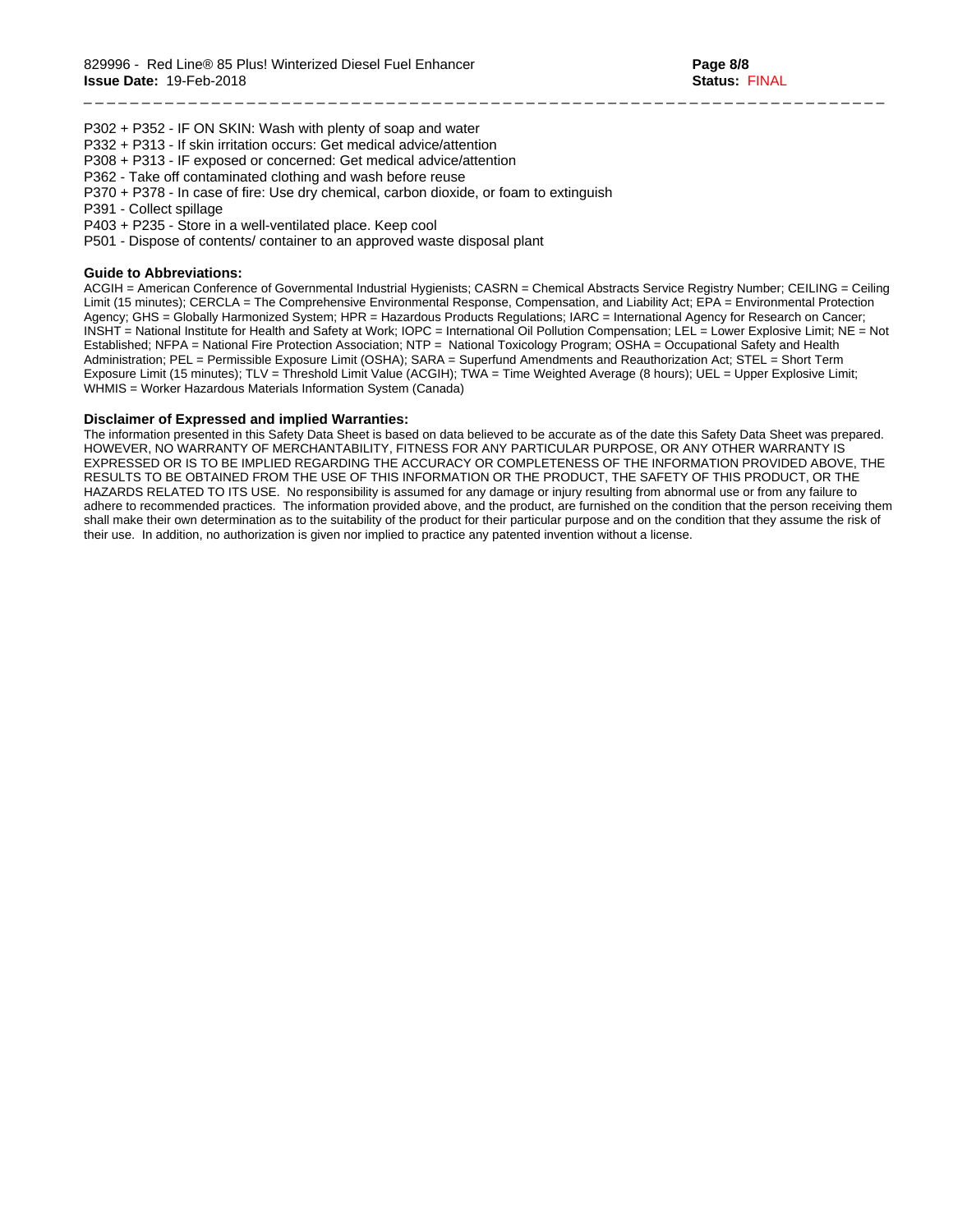P302 + P352 - IF ON SKIN: Wash with plenty of soap and water
P332 + P313 - If skin irritation occurs: Get medical advice/attention
P308 + P313 - IF exposed or concerned: Get medical advice/attention
P362 - Take off contaminated clothing and wash before reuse
P370 + P378 - In case of fire: Use dry chemical, carbon dioxide, or foam to extinguish
P391 - Collect spillage
P403 + P235 - Store in a well-ventilated place. Keep cool
P501 - Dispose of contents/ container to an approved waste disposal plant

**Guide to Abbreviations:**

ACGIH = American Conference of Governmental Industrial Hygienists; CASRN = Chemical Abstracts Service Registry Number; CEILING = Ceiling Limit (15 minutes); CERCLA = The Comprehensive Environmental Response, Compensation, and Liability Act; EPA = Environmental Protection Agency; GHS = Globally Harmonized System; HPR = Hazardous Products Regulations; IARC = International Agency for Research on Cancer; INSHT = National Institute for Health and Safety at Work; IOPC = International Oil Pollution Compensation; LEL = Lower Explosive Limit; NE = Not Established; NFPA = National Fire Protection Association; NTP = National Toxicology Program; OSHA = Occupational Safety and Health Administration; PEL = Permissible Exposure Limit (OSHA); SARA = Superfund Amendments and Reauthorization Act; STEL = Short Term Exposure Limit (15 minutes); TLV = Threshold Limit Value (ACGIH); TWA = Time Weighted Average (8 hours); UEL = Upper Explosive Limit; WHMIS = Worker Hazardous Materials Information System (Canada)

**Disclaimer of Expressed and implied Warranties:**

The information presented in this Safety Data Sheet is based on data believed to be accurate as of the date this Safety Data Sheet was prepared. HOWEVER, NO WARRANTY OF MERCHANTABILITY, FITNESS FOR ANY PARTICULAR PURPOSE, OR ANY OTHER WARRANTY IS EXPRESSED OR IS TO BE IMPLIED REGARDING THE ACCURACY OR COMPLETENESS OF THE INFORMATION PROVIDED ABOVE, THE RESULTS TO BE OBTAINED FROM THE USE OF THIS INFORMATION OR THE PRODUCT, THE SAFETY OF THIS PRODUCT, OR THE HAZARDS RELATED TO ITS USE. No responsibility is assumed for any damage or injury resulting from abnormal use or from any failure to adhere to recommended practices. The information provided above, and the product, are furnished on the condition that the person receiving them shall make their own determination as to the suitability of the product for their particular purpose and on the condition that they assume the risk of their use. In addition, no authorization is given nor implied to practice any patented invention without a license.